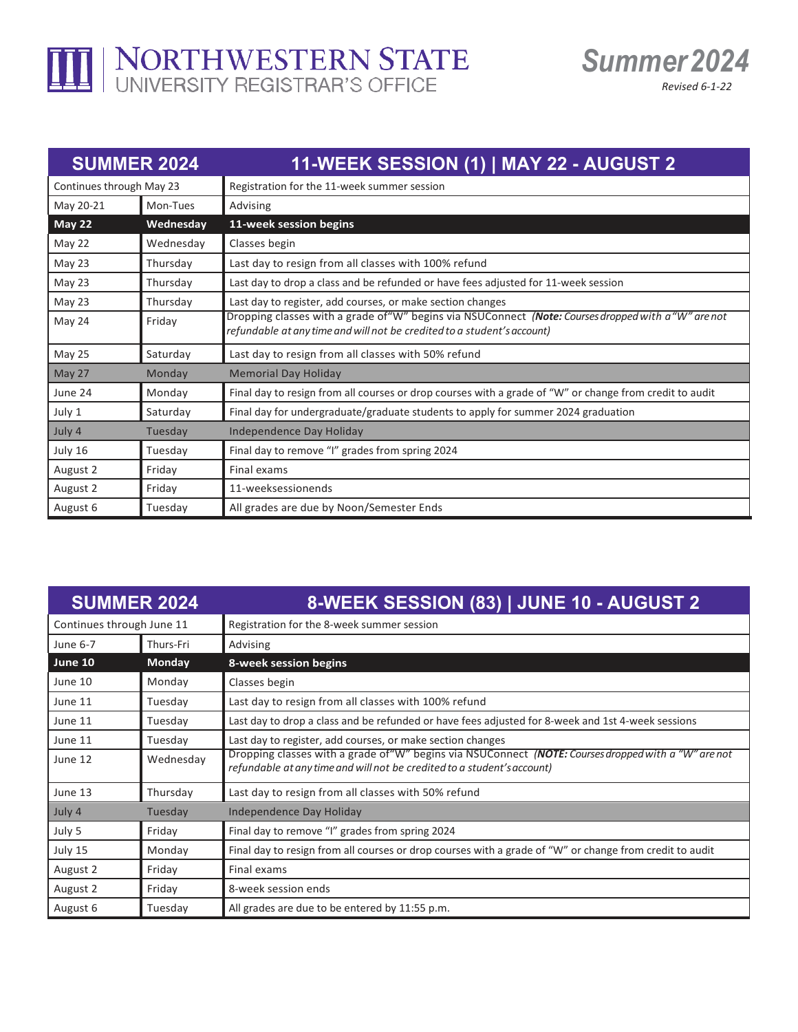# NORTHWESTERN STATE
## UNIVERSITY REGISTRAR'S OFFICE

**Summer 2024**

*Revised 6-1-22*

| SUMMER 2024 | | 11-WEEK SESSION (1) \| MAY 22 - AUGUST 2 |
|---|---|---|
| Continues through May 23 | | Registration for the 11-week summer session |
| May 20-21 | Mon-Tues | Advising |
| **May 22** | **Wednesday** | **11-week session begins** |
| May 22 | Wednesday | Classes begin |
| May 23 | Thursday | Last day to resign from all classes with 100% refund |
| May 23 | Thursday | Last day to drop a class and be refunded or have fees adjusted for 11-week session |
| May 23 | Thursday | Last day to register, add courses, or make section changes |
| May 24 | Friday | Dropping classes with a grade of"W" begins via NSUConnect ***(Note:** Courses dropped with a "W" are not refundable at any time and will not be credited to a student's account)* |
| May 25 | Saturday | Last day to resign from all classes with 50% refund |
| May 27 | Monday | Memorial Day Holiday |
| June 24 | Monday | Final day to resign from all courses or drop courses with a grade of "W" or change from credit to audit |
| July 1 | Saturday | Final day for undergraduate/graduate students to apply for summer 2024 graduation |
| July 4 | Tuesday | Independence Day Holiday |
| July 16 | Tuesday | Final day to remove "I" grades from spring 2024 |
| August 2 | Friday | Final exams |
| August 2 | Friday | 11-weeksessionends |
| August 6 | Tuesday | All grades are due by Noon/Semester Ends |

| SUMMER 2024 | | 8-WEEK SESSION (83) \| JUNE 10 - AUGUST 2 |
|---|---|---|
| Continues through June 11 | | Registration for the 8-week summer session |
| June 6-7 | Thurs-Fri | Advising |
| **June 10** | **Monday** | **8-week session begins** |
| June 10 | Monday | Classes begin |
| June 11 | Tuesday | Last day to resign from all classes with 100% refund |
| June 11 | Tuesday | Last day to drop a class and be refunded or have fees adjusted for 8-week and 1st 4-week sessions |
| June 11 | Tuesday | Last day to register, add courses, or make section changes |
| June 12 | Wednesday | Dropping classes with a grade of"W" begins via NSUConnect ***(NOTE:** Courses dropped with a "W" are not refundable at any time and will not be credited to a student's account)* |
| June 13 | Thursday | Last day to resign from all classes with 50% refund |
| July 4 | Tuesday | Independence Day Holiday |
| July 5 | Friday | Final day to remove "I" grades from spring 2024 |
| July 15 | Monday | Final day to resign from all courses or drop courses with a grade of "W" or change from credit to audit |
| August 2 | Friday | Final exams |
| August 2 | Friday | 8-week session ends |
| August 6 | Tuesday | All grades are due to be entered by 11:55 p.m. |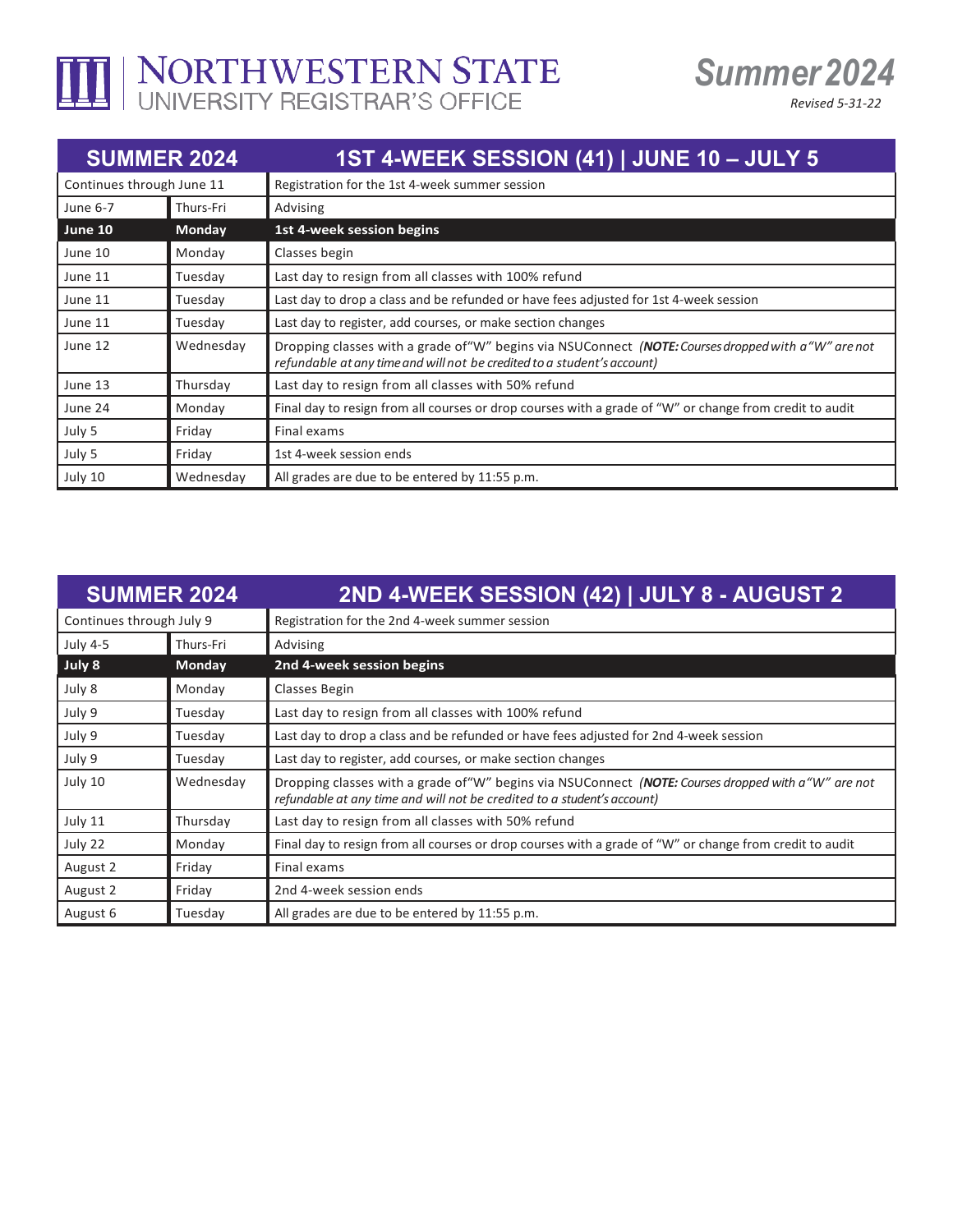# NORTHWESTERN STATE UNIVERSITY REGISTRAR'S OFFICE

## Summer 2024

*Revised 5-31-22*

| SUMMER 2024 | | 1ST 4-WEEK SESSION (41) \| JUNE 10 – JULY 5 |
|---|---|---|
| Continues through June 11 | | Registration for the 1st 4-week summer session |
| June 6-7 | Thurs-Fri | Advising |
| **June 10** | **Monday** | **1st 4-week session begins** |
| June 10 | Monday | Classes begin |
| June 11 | Tuesday | Last day to resign from all classes with 100% refund |
| June 11 | Tuesday | Last day to drop a class and be refunded or have fees adjusted for 1st 4-week session |
| June 11 | Tuesday | Last day to register, add courses, or make section changes |
| June 12 | Wednesday | Dropping classes with a grade of "W" begins via NSUConnect *(**NOTE:** Courses dropped with a "W" are not refundable at any time and will not be credited to a student's account)* |
| June 13 | Thursday | Last day to resign from all classes with 50% refund |
| June 24 | Monday | Final day to resign from all courses or drop courses with a grade of "W" or change from credit to audit |
| July 5 | Friday | Final exams |
| July 5 | Friday | 1st 4-week session ends |
| July 10 | Wednesday | All grades are due to be entered by 11:55 p.m. |

| SUMMER 2024 | | 2ND 4-WEEK SESSION (42) \| JULY 8 - AUGUST 2 |
|---|---|---|
| Continues through July 9 | | Registration for the 2nd 4-week summer session |
| July 4-5 | Thurs-Fri | Advising |
| **July 8** | **Monday** | **2nd 4-week session begins** |
| July 8 | Monday | Classes Begin |
| July 9 | Tuesday | Last day to resign from all classes with 100% refund |
| July 9 | Tuesday | Last day to drop a class and be refunded or have fees adjusted for 2nd 4-week session |
| July 9 | Tuesday | Last day to register, add courses, or make section changes |
| July 10 | Wednesday | Dropping classes with a grade of "W" begins via NSUConnect *(**NOTE:** Courses dropped with a "W" are not refundable at any time and will not be credited to a student's account)* |
| July 11 | Thursday | Last day to resign from all classes with 50% refund |
| July 22 | Monday | Final day to resign from all courses or drop courses with a grade of "W" or change from credit to audit |
| August 2 | Friday | Final exams |
| August 2 | Friday | 2nd 4-week session ends |
| August 6 | Tuesday | All grades are due to be entered by 11:55 p.m. |